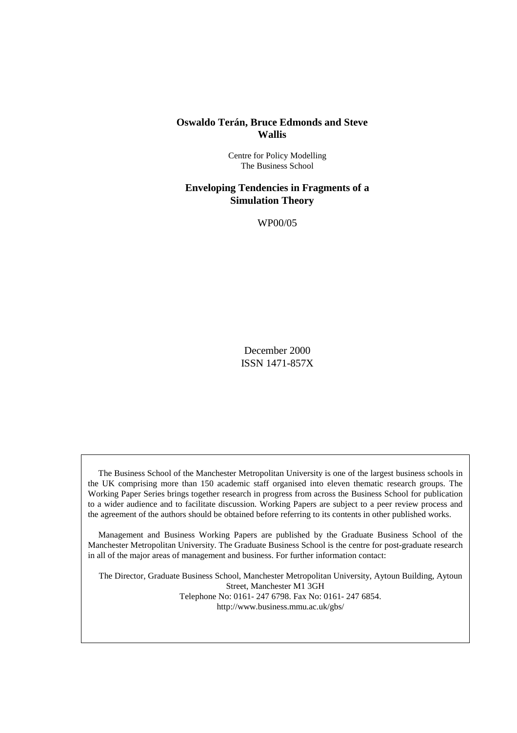**Oswaldo Terán, Bruce Edmonds and Steve Wallis**

Centre for Policy Modelling
The Business School

## Enveloping Tendencies in Fragments of a Simulation Theory

WP00/05

December 2000
ISSN 1471-857X

The Business School of the Manchester Metropolitan University is one of the largest business schools in the UK comprising more than 150 academic staff organised into eleven thematic research groups. The Working Paper Series brings together research in progress from across the Business School for publication to a wider audience and to facilitate discussion. Working Papers are subject to a peer review process and the agreement of the authors should be obtained before referring to its contents in other published works.

Management and Business Working Papers are published by the Graduate Business School of the Manchester Metropolitan University. The Graduate Business School is the centre for post-graduate research in all of the major areas of management and business. For further information contact:

The Director, Graduate Business School, Manchester Metropolitan University, Aytoun Building, Aytoun Street, Manchester M1 3GH
Telephone No: 0161- 247 6798. Fax No: 0161- 247 6854.
http://www.business.mmu.ac.uk/gbs/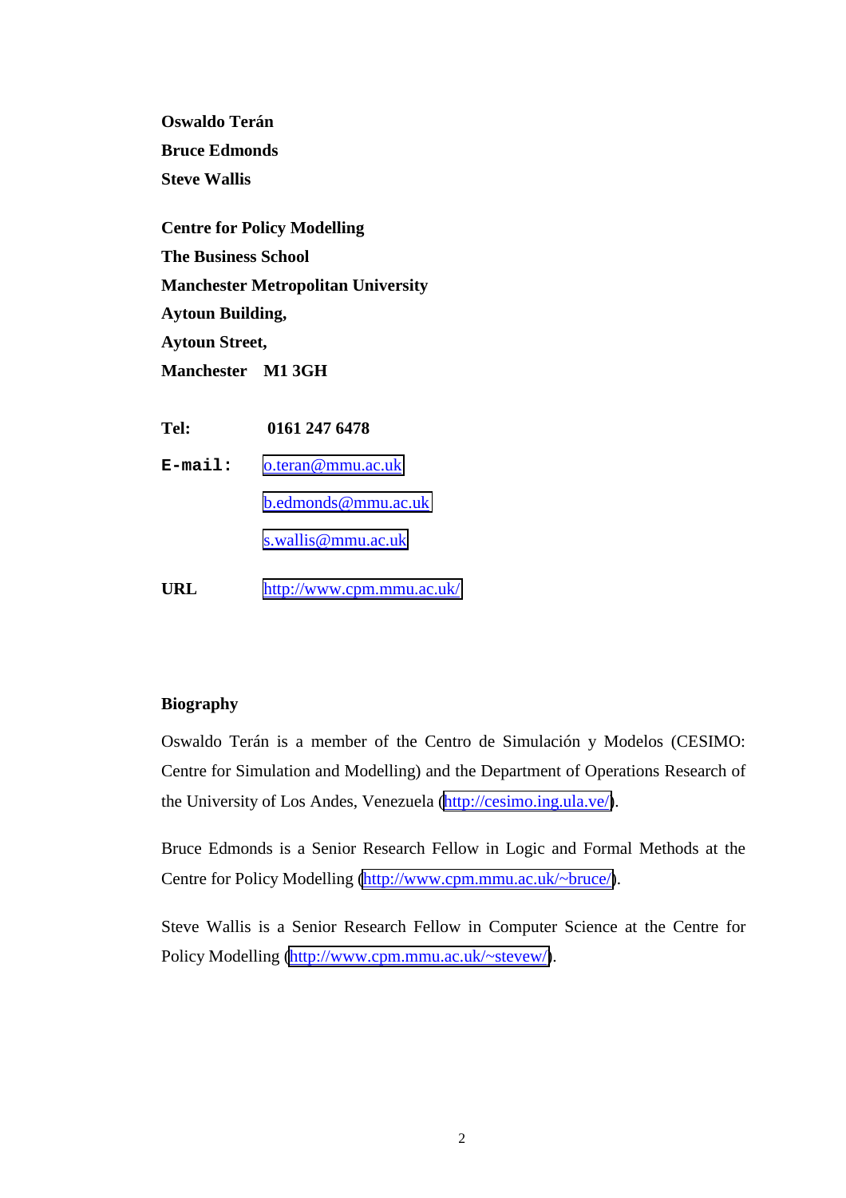**Oswaldo Terán**

**Bruce Edmonds**

**Steve Wallis**

**Centre for Policy Modelling**

**The Business School**

**Manchester Metropolitan University**

**Aytoun Building,**

**Aytoun Street,**

**Manchester M1 3GH**

**Tel:** **0161 247 6478**

**E-mail:** o.teran@mmu.ac.uk

b.edmonds@mmu.ac.uk

s.wallis@mmu.ac.uk

**URL** http://www.cpm.mmu.ac.uk/

**Biography**

Oswaldo Terán is a member of the Centro de Simulación y Modelos (CESIMO: Centre for Simulation and Modelling) and the Department of Operations Research of the University of Los Andes, Venezuela (http://cesimo.ing.ula.ve/).

Bruce Edmonds is a Senior Research Fellow in Logic and Formal Methods at the Centre for Policy Modelling (http://www.cpm.mmu.ac.uk/~bruce/).

Steve Wallis is a Senior Research Fellow in Computer Science at the Centre for Policy Modelling (http://www.cpm.mmu.ac.uk/~stevew/).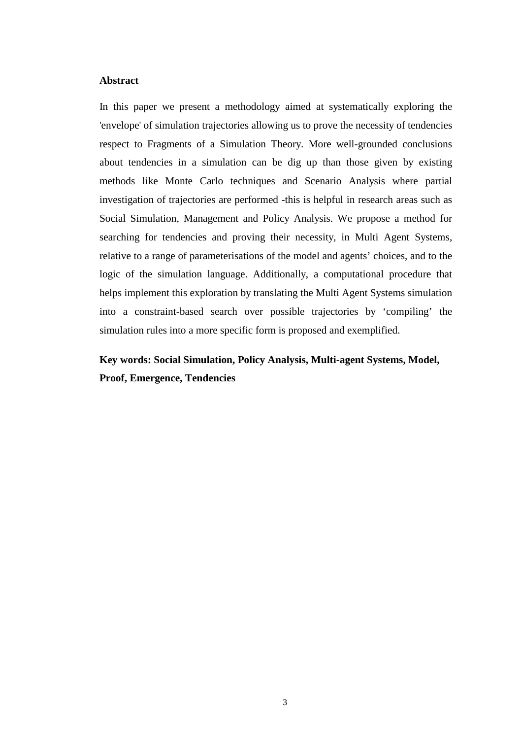## Abstract

In this paper we present a methodology aimed at systematically exploring the 'envelope' of simulation trajectories allowing us to prove the necessity of tendencies respect to Fragments of a Simulation Theory. More well-grounded conclusions about tendencies in a simulation can be dig up than those given by existing methods like Monte Carlo techniques and Scenario Analysis where partial investigation of trajectories are performed -this is helpful in research areas such as Social Simulation, Management and Policy Analysis. We propose a method for searching for tendencies and proving their necessity, in Multi Agent Systems, relative to a range of parameterisations of the model and agents' choices, and to the logic of the simulation language. Additionally, a computational procedure that helps implement this exploration by translating the Multi Agent Systems simulation into a constraint-based search over possible trajectories by 'compiling' the simulation rules into a more specific form is proposed and exemplified.

**Key words: Social Simulation, Policy Analysis, Multi-agent Systems, Model, Proof, Emergence, Tendencies**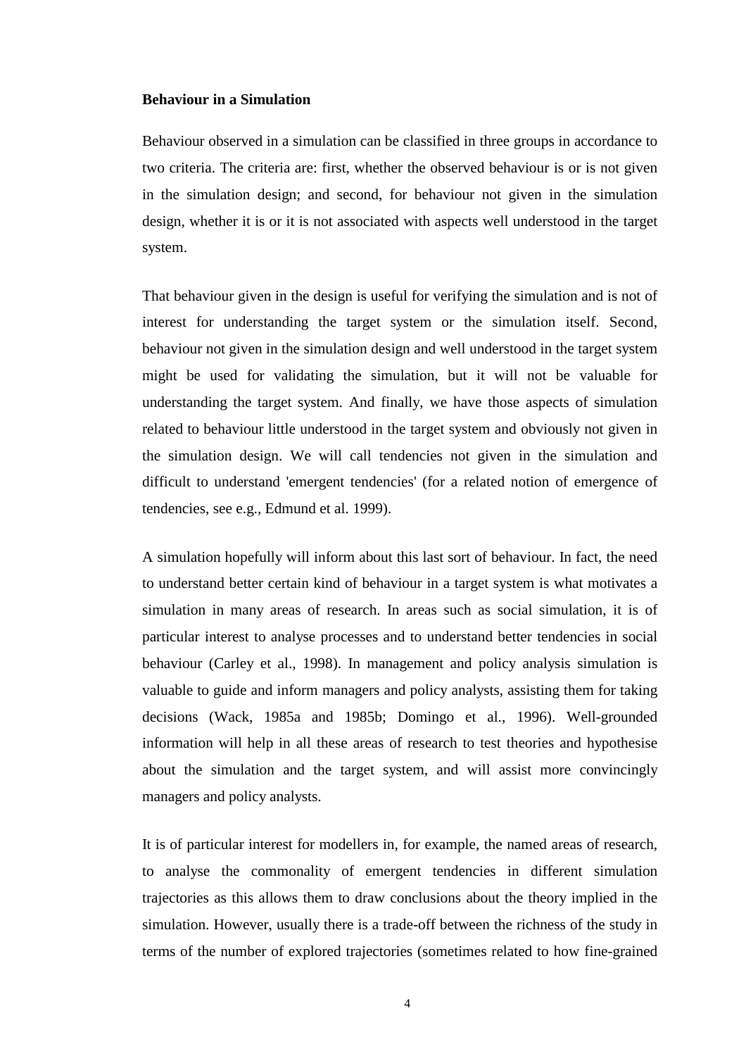**Behaviour in a Simulation**

Behaviour observed in a simulation can be classified in three groups in accordance to two criteria. The criteria are: first, whether the observed behaviour is or is not given in the simulation design; and second, for behaviour not given in the simulation design, whether it is or it is not associated with aspects well understood in the target system.

That behaviour given in the design is useful for verifying the simulation and is not of interest for understanding the target system or the simulation itself. Second, behaviour not given in the simulation design and well understood in the target system might be used for validating the simulation, but it will not be valuable for understanding the target system. And finally, we have those aspects of simulation related to behaviour little understood in the target system and obviously not given in the simulation design. We will call tendencies not given in the simulation and difficult to understand 'emergent tendencies' (for a related notion of emergence of tendencies, see e.g., Edmund et al. 1999).

A simulation hopefully will inform about this last sort of behaviour. In fact, the need to understand better certain kind of behaviour in a target system is what motivates a simulation in many areas of research. In areas such as social simulation, it is of particular interest to analyse processes and to understand better tendencies in social behaviour (Carley et al., 1998). In management and policy analysis simulation is valuable to guide and inform managers and policy analysts, assisting them for taking decisions (Wack, 1985a and 1985b; Domingo et al., 1996). Well-grounded information will help in all these areas of research to test theories and hypothesise about the simulation and the target system, and will assist more convincingly managers and policy analysts.

It is of particular interest for modellers in, for example, the named areas of research, to analyse the commonality of emergent tendencies in different simulation trajectories as this allows them to draw conclusions about the theory implied in the simulation. However, usually there is a trade-off between the richness of the study in terms of the number of explored trajectories (sometimes related to how fine-grained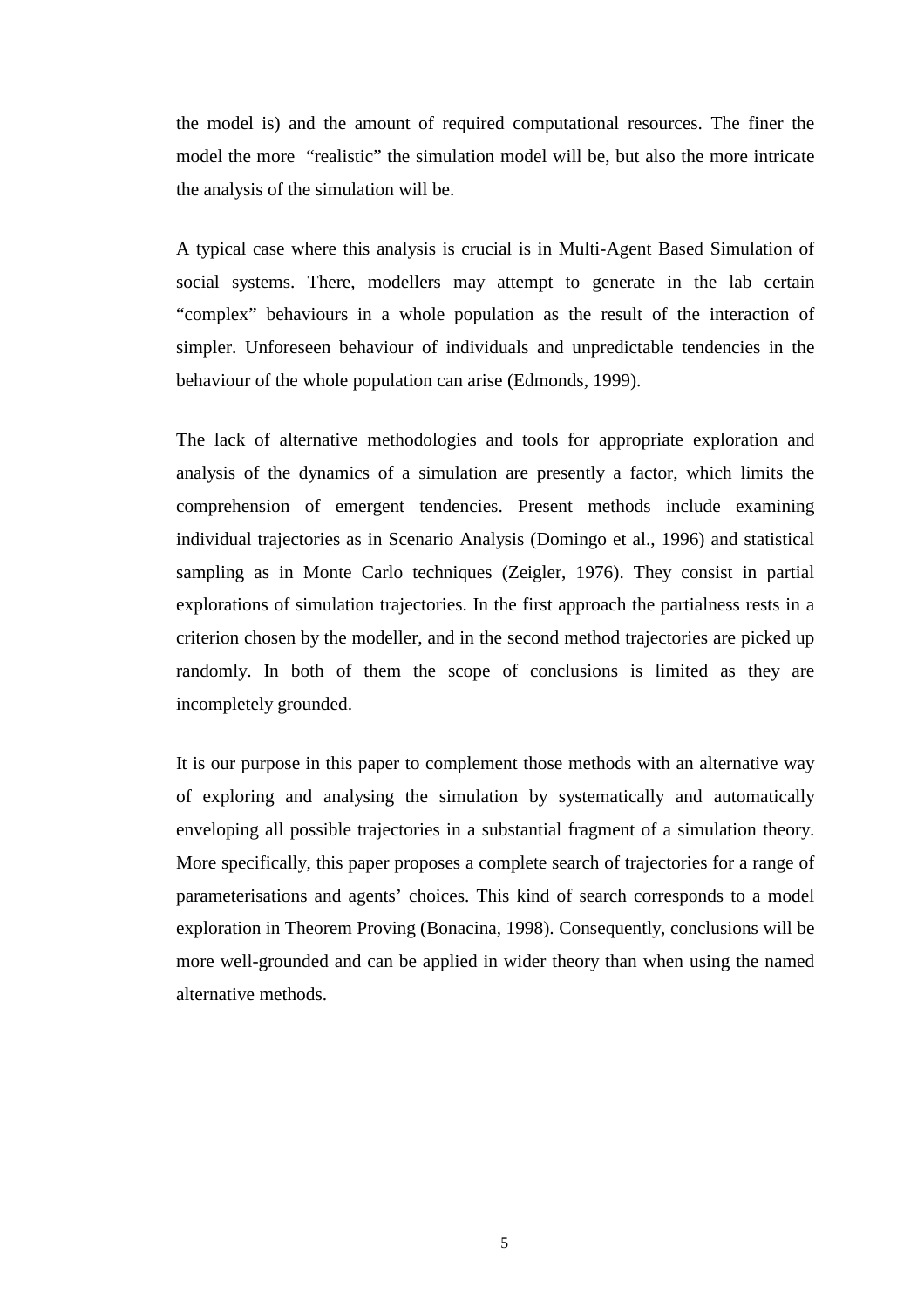the model is) and the amount of required computational resources. The finer the model the more "realistic" the simulation model will be, but also the more intricate the analysis of the simulation will be.

A typical case where this analysis is crucial is in Multi-Agent Based Simulation of social systems. There, modellers may attempt to generate in the lab certain "complex" behaviours in a whole population as the result of the interaction of simpler. Unforeseen behaviour of individuals and unpredictable tendencies in the behaviour of the whole population can arise (Edmonds, 1999).

The lack of alternative methodologies and tools for appropriate exploration and analysis of the dynamics of a simulation are presently a factor, which limits the comprehension of emergent tendencies. Present methods include examining individual trajectories as in Scenario Analysis (Domingo et al., 1996) and statistical sampling as in Monte Carlo techniques (Zeigler, 1976). They consist in partial explorations of simulation trajectories. In the first approach the partialness rests in a criterion chosen by the modeller, and in the second method trajectories are picked up randomly. In both of them the scope of conclusions is limited as they are incompletely grounded.

It is our purpose in this paper to complement those methods with an alternative way of exploring and analysing the simulation by systematically and automatically enveloping all possible trajectories in a substantial fragment of a simulation theory. More specifically, this paper proposes a complete search of trajectories for a range of parameterisations and agents' choices. This kind of search corresponds to a model exploration in Theorem Proving (Bonacina, 1998). Consequently, conclusions will be more well-grounded and can be applied in wider theory than when using the named alternative methods.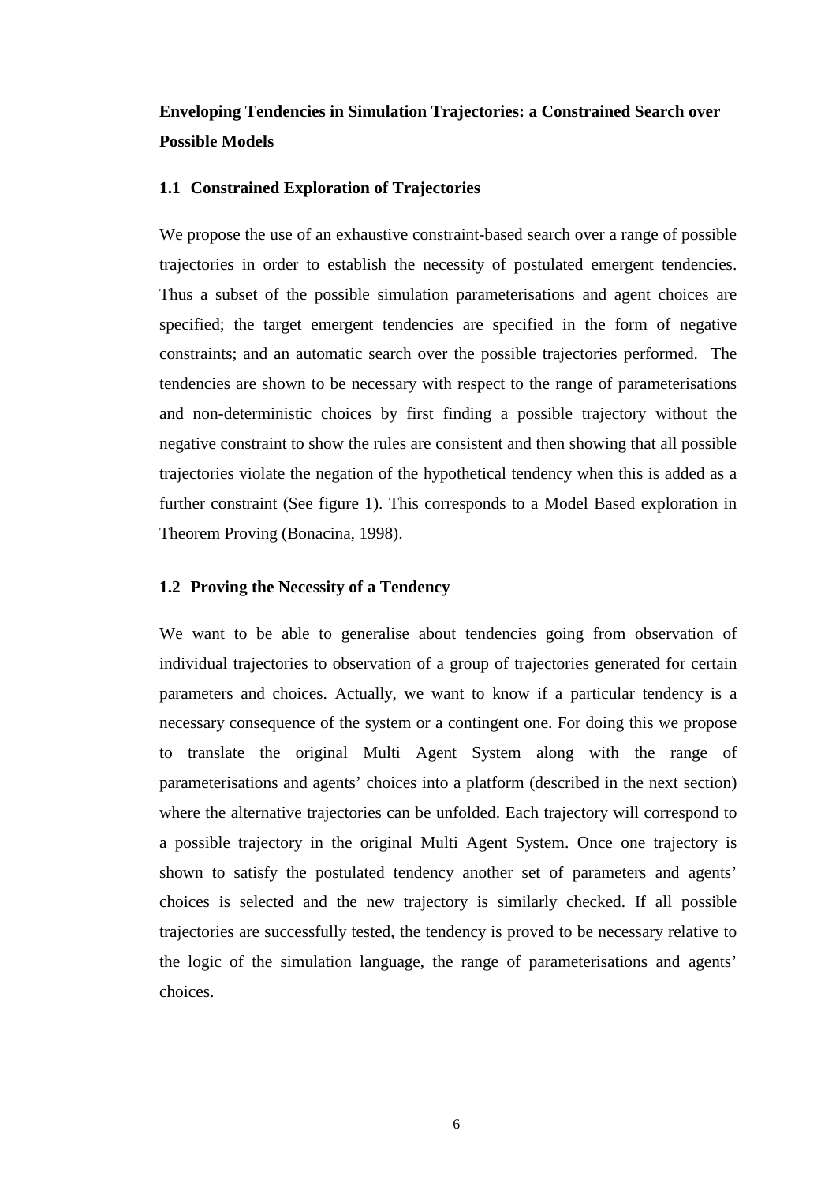## Enveloping Tendencies in Simulation Trajectories: a Constrained Search over Possible Models

### 1.1 Constrained Exploration of Trajectories

We propose the use of an exhaustive constraint-based search over a range of possible trajectories in order to establish the necessity of postulated emergent tendencies. Thus a subset of the possible simulation parameterisations and agent choices are specified; the target emergent tendencies are specified in the form of negative constraints; and an automatic search over the possible trajectories performed. The tendencies are shown to be necessary with respect to the range of parameterisations and non-deterministic choices by first finding a possible trajectory without the negative constraint to show the rules are consistent and then showing that all possible trajectories violate the negation of the hypothetical tendency when this is added as a further constraint (See figure 1). This corresponds to a Model Based exploration in Theorem Proving (Bonacina, 1998).

### 1.2 Proving the Necessity of a Tendency

We want to be able to generalise about tendencies going from observation of individual trajectories to observation of a group of trajectories generated for certain parameters and choices. Actually, we want to know if a particular tendency is a necessary consequence of the system or a contingent one. For doing this we propose to translate the original Multi Agent System along with the range of parameterisations and agents' choices into a platform (described in the next section) where the alternative trajectories can be unfolded. Each trajectory will correspond to a possible trajectory in the original Multi Agent System. Once one trajectory is shown to satisfy the postulated tendency another set of parameters and agents' choices is selected and the new trajectory is similarly checked. If all possible trajectories are successfully tested, the tendency is proved to be necessary relative to the logic of the simulation language, the range of parameterisations and agents' choices.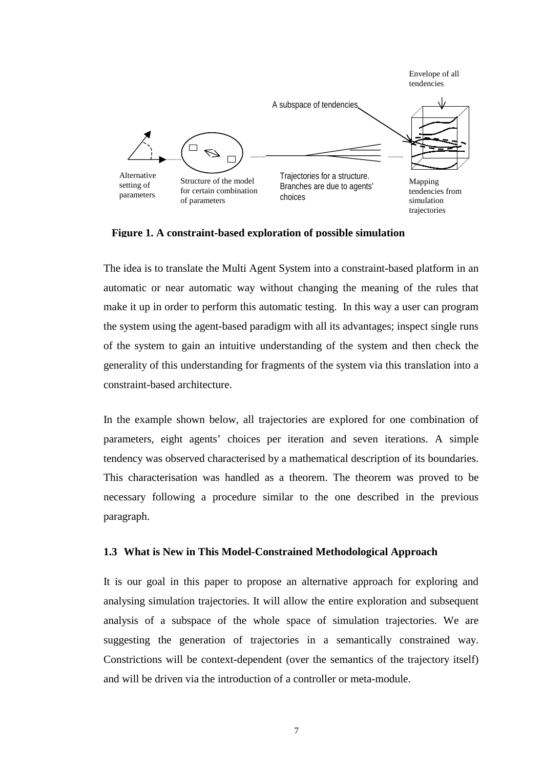**Figure 1. A constraint-based exploration of possible simulation**

The idea is to translate the Multi Agent System into a constraint-based platform in an automatic or near automatic way without changing the meaning of the rules that make it up in order to perform this automatic testing. In this way a user can program the system using the agent-based paradigm with all its advantages; inspect single runs of the system to gain an intuitive understanding of the system and then check the generality of this understanding for fragments of the system via this translation into a constraint-based architecture.

In the example shown below, all trajectories are explored for one combination of parameters, eight agents' choices per iteration and seven iterations. A simple tendency was observed characterised by a mathematical description of its boundaries. This characterisation was handled as a theorem. The theorem was proved to be necessary following a procedure similar to the one described in the previous paragraph.

### 1.3 What is New in This Model-Constrained Methodological Approach

It is our goal in this paper to propose an alternative approach for exploring and analysing simulation trajectories. It will allow the entire exploration and subsequent analysis of a subspace of the whole space of simulation trajectories. We are suggesting the generation of trajectories in a semantically constrained way. Constrictions will be context-dependent (over the semantics of the trajectory itself) and will be driven via the introduction of a controller or meta-module.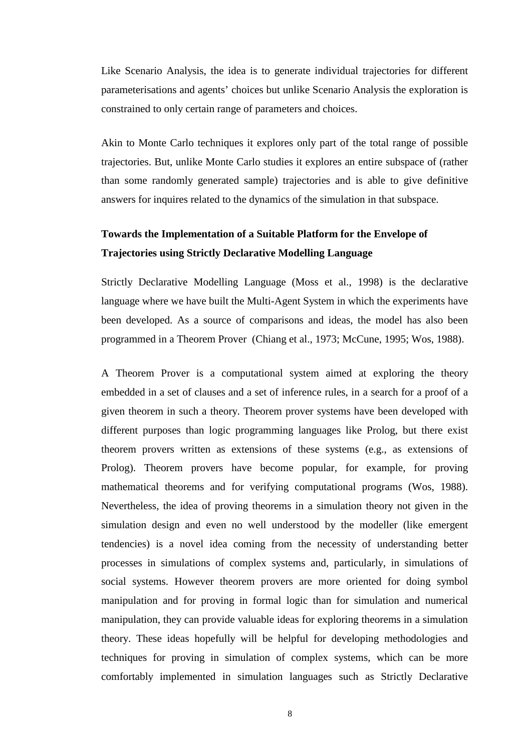Like Scenario Analysis, the idea is to generate individual trajectories for different parameterisations and agents' choices but unlike Scenario Analysis the exploration is constrained to only certain range of parameters and choices.

Akin to Monte Carlo techniques it explores only part of the total range of possible trajectories. But, unlike Monte Carlo studies it explores an entire subspace of (rather than some randomly generated sample) trajectories and is able to give definitive answers for inquires related to the dynamics of the simulation in that subspace.

### Towards the Implementation of a Suitable Platform for the Envelope of Trajectories using Strictly Declarative Modelling Language

Strictly Declarative Modelling Language (Moss et al., 1998) is the declarative language where we have built the Multi-Agent System in which the experiments have been developed. As a source of comparisons and ideas, the model has also been programmed in a Theorem Prover (Chiang et al., 1973; McCune, 1995; Wos, 1988).

A Theorem Prover is a computational system aimed at exploring the theory embedded in a set of clauses and a set of inference rules, in a search for a proof of a given theorem in such a theory. Theorem prover systems have been developed with different purposes than logic programming languages like Prolog, but there exist theorem provers written as extensions of these systems (e.g., as extensions of Prolog). Theorem provers have become popular, for example, for proving mathematical theorems and for verifying computational programs (Wos, 1988). Nevertheless, the idea of proving theorems in a simulation theory not given in the simulation design and even no well understood by the modeller (like emergent tendencies) is a novel idea coming from the necessity of understanding better processes in simulations of complex systems and, particularly, in simulations of social systems. However theorem provers are more oriented for doing symbol manipulation and for proving in formal logic than for simulation and numerical manipulation, they can provide valuable ideas for exploring theorems in a simulation theory. These ideas hopefully will be helpful for developing methodologies and techniques for proving in simulation of complex systems, which can be more comfortably implemented in simulation languages such as Strictly Declarative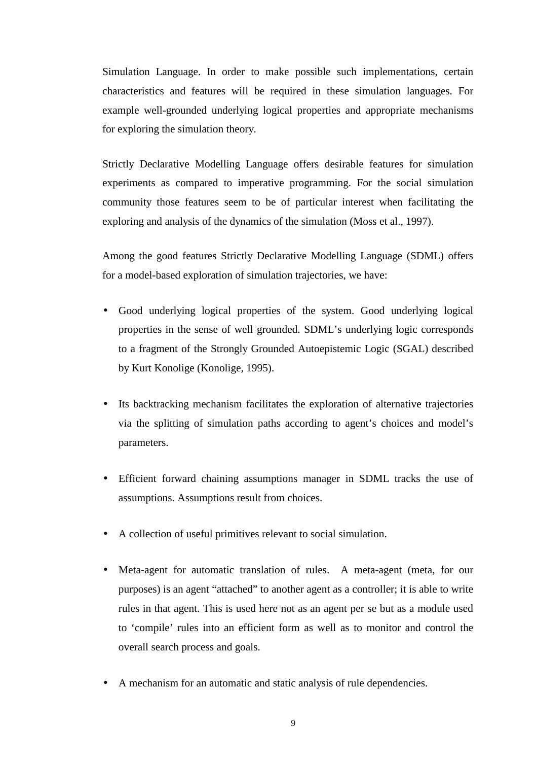Simulation Language. In order to make possible such implementations, certain characteristics and features will be required in these simulation languages. For example well-grounded underlying logical properties and appropriate mechanisms for exploring the simulation theory.

Strictly Declarative Modelling Language offers desirable features for simulation experiments as compared to imperative programming. For the social simulation community those features seem to be of particular interest when facilitating the exploring and analysis of the dynamics of the simulation (Moss et al., 1997).

Among the good features Strictly Declarative Modelling Language (SDML) offers for a model-based exploration of simulation trajectories, we have:

- Good underlying logical properties of the system. Good underlying logical properties in the sense of well grounded. SDML's underlying logic corresponds to a fragment of the Strongly Grounded Autoepistemic Logic (SGAL) described by Kurt Konolige (Konolige, 1995).

- Its backtracking mechanism facilitates the exploration of alternative trajectories via the splitting of simulation paths according to agent's choices and model's parameters.

- Efficient forward chaining assumptions manager in SDML tracks the use of assumptions. Assumptions result from choices.

- A collection of useful primitives relevant to social simulation.

- Meta-agent for automatic translation of rules. A meta-agent (meta, for our purposes) is an agent "attached" to another agent as a controller; it is able to write rules in that agent. This is used here not as an agent per se but as a module used to 'compile' rules into an efficient form as well as to monitor and control the overall search process and goals.

- A mechanism for an automatic and static analysis of rule dependencies.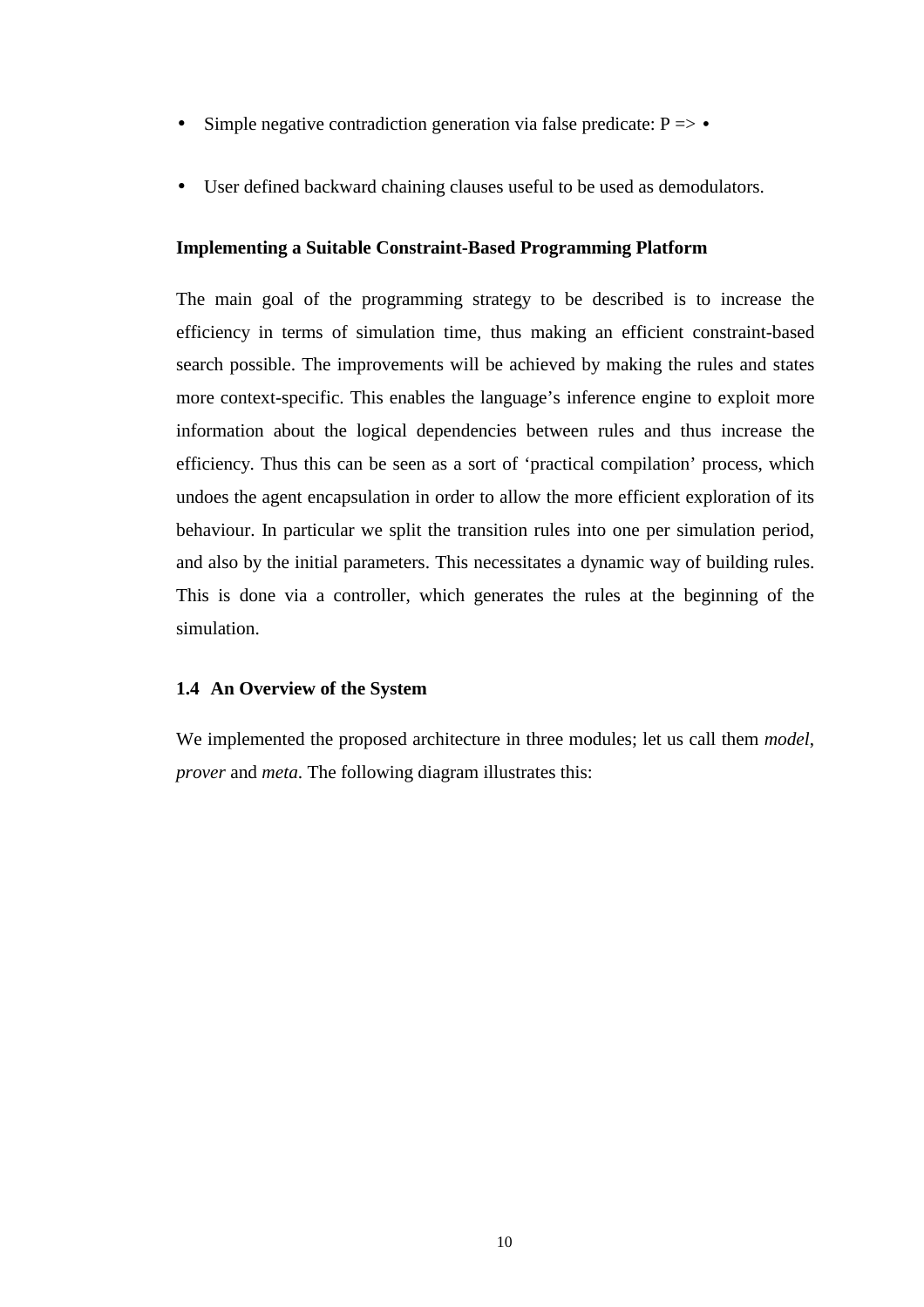- Simple negative contradiction generation via false predicate: P => •

- User defined backward chaining clauses useful to be used as demodulators.

**Implementing a Suitable Constraint-Based Programming Platform**

The main goal of the programming strategy to be described is to increase the efficiency in terms of simulation time, thus making an efficient constraint-based search possible. The improvements will be achieved by making the rules and states more context-specific. This enables the language's inference engine to exploit more information about the logical dependencies between rules and thus increase the efficiency. Thus this can be seen as a sort of 'practical compilation' process, which undoes the agent encapsulation in order to allow the more efficient exploration of its behaviour. In particular we split the transition rules into one per simulation period, and also by the initial parameters. This necessitates a dynamic way of building rules. This is done via a controller, which generates the rules at the beginning of the simulation.

### 1.4 An Overview of the System

We implemented the proposed architecture in three modules; let us call them *model*, *prover* and *meta*. The following diagram illustrates this: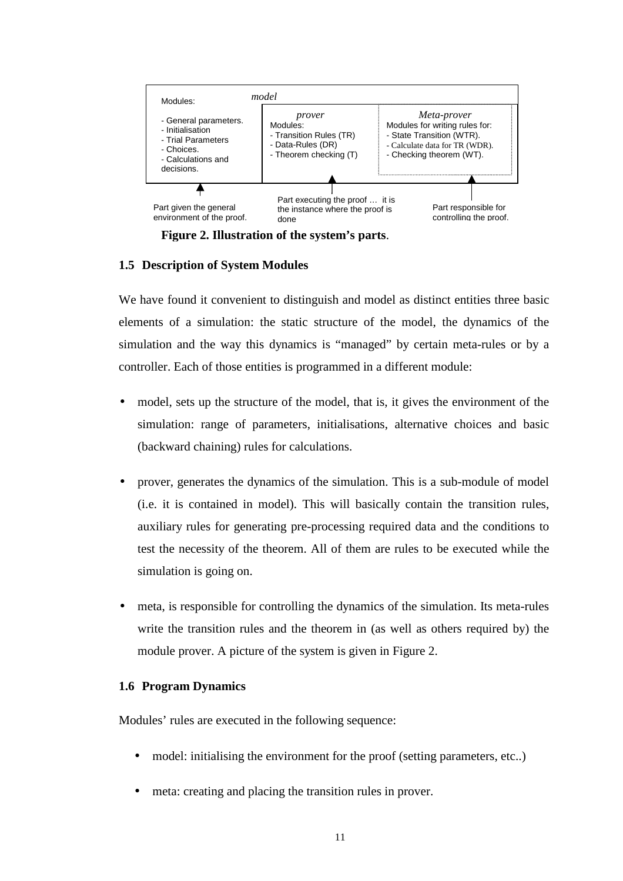| Modules: | *model* | |
| --- | --- | --- |
| - General parameters.<br>- Initialisation<br>- Trial Parameters<br>- Choices.<br>- Calculations and decisions. | *prover*<br>Modules:<br>- Transition Rules (TR)<br>- Data-Rules (DR)<br>- Theorem checking (T) | *Meta-prover*<br>Modules for writing rules for:<br>- State Transition (WTR).<br>- Calculate data for TR (WDR).<br>- Checking theorem (WT). |
| Part given the general environment of the proof. | Part executing the proof … it is the instance where the proof is done | Part responsible for controlling the proof. |

**Figure 2. Illustration of the system's parts**.

### 1.5 Description of System Modules

We have found it convenient to distinguish and model as distinct entities three basic elements of a simulation: the static structure of the model, the dynamics of the simulation and the way this dynamics is "managed" by certain meta-rules or by a controller. Each of those entities is programmed in a different module:

- model, sets up the structure of the model, that is, it gives the environment of the simulation: range of parameters, initialisations, alternative choices and basic (backward chaining) rules for calculations.

- prover, generates the dynamics of the simulation. This is a sub-module of model (i.e. it is contained in model). This will basically contain the transition rules, auxiliary rules for generating pre-processing required data and the conditions to test the necessity of the theorem. All of them are rules to be executed while the simulation is going on.

- meta, is responsible for controlling the dynamics of the simulation. Its meta-rules write the transition rules and the theorem in (as well as others required by) the module prover. A picture of the system is given in Figure 2.

### 1.6 Program Dynamics

Modules' rules are executed in the following sequence:

- model: initialising the environment for the proof (setting parameters, etc..)
- meta: creating and placing the transition rules in prover.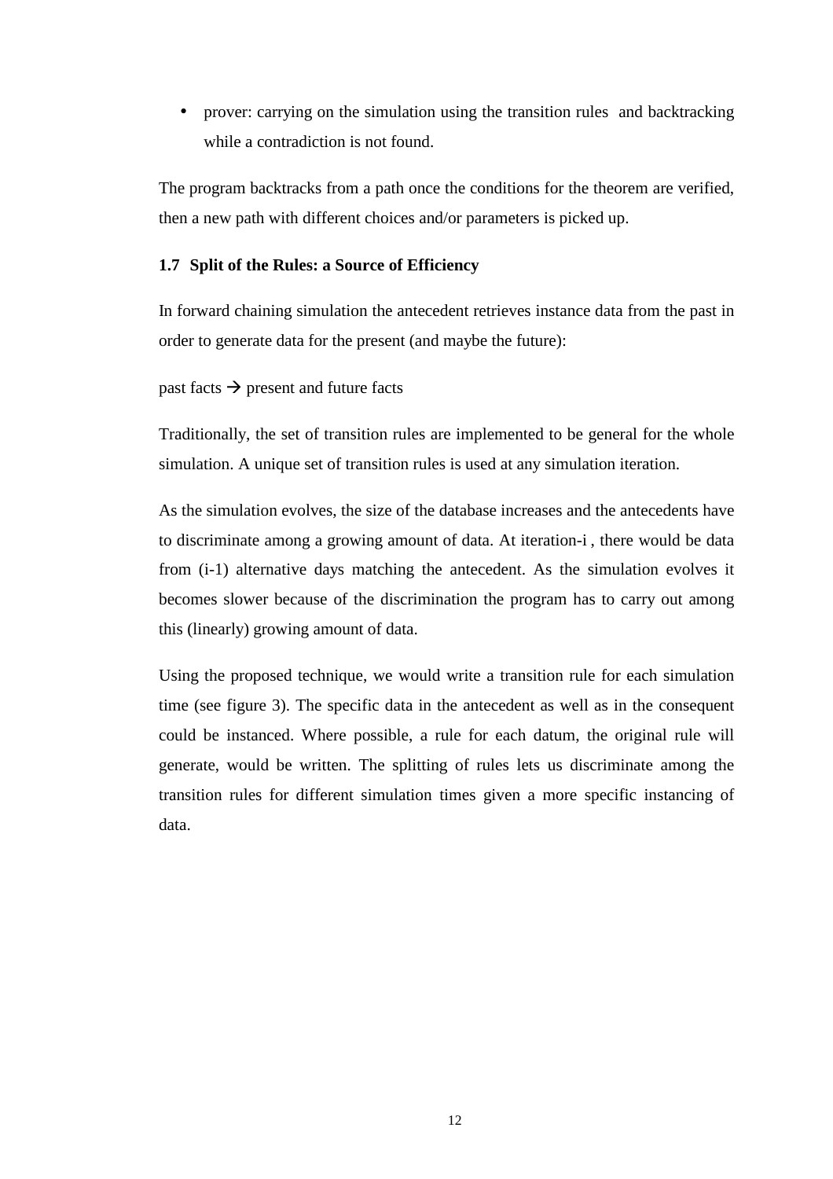- prover: carrying on the simulation using the transition rules and backtracking while a contradiction is not found.

The program backtracks from a path once the conditions for the theorem are verified, then a new path with different choices and/or parameters is picked up.

### 1.7 Split of the Rules: a Source of Efficiency

In forward chaining simulation the antecedent retrieves instance data from the past in order to generate data for the present (and maybe the future):

past facts → present and future facts

Traditionally, the set of transition rules are implemented to be general for the whole simulation. A unique set of transition rules is used at any simulation iteration.

As the simulation evolves, the size of the database increases and the antecedents have to discriminate among a growing amount of data. At iteration-i , there would be data from (i-1) alternative days matching the antecedent. As the simulation evolves it becomes slower because of the discrimination the program has to carry out among this (linearly) growing amount of data.

Using the proposed technique, we would write a transition rule for each simulation time (see figure 3). The specific data in the antecedent as well as in the consequent could be instanced. Where possible, a rule for each datum, the original rule will generate, would be written. The splitting of rules lets us discriminate among the transition rules for different simulation times given a more specific instancing of data.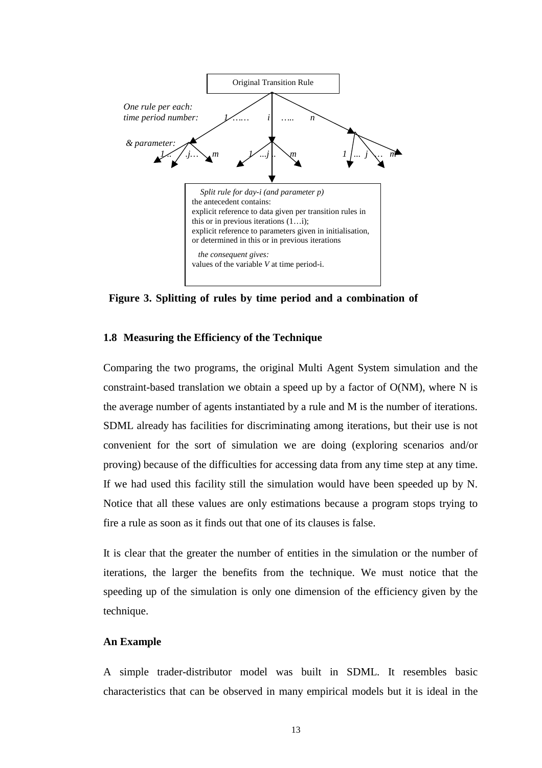Original Transition Rule

*One rule per each: time period number:* 1 …… i ….. n

*& parameter:* 1 .. .j… m   1 …j .. m   1 ... j … m

*Split rule for day-i (and parameter p)*
the antecedent contains:
explicit reference to data given per transition rules in this or in previous iterations (1…i);
explicit reference to parameters given in initialisation, or determined in this or in previous iterations

*the consequent gives:*
values of the variable *V* at time period-i.

**Figure 3. Splitting of rules by time period and a combination of**

## 1.8 Measuring the Efficiency of the Technique

Comparing the two programs, the original Multi Agent System simulation and the constraint-based translation we obtain a speed up by a factor of O(NM), where N is the average number of agents instantiated by a rule and M is the number of iterations. SDML already has facilities for discriminating among iterations, but their use is not convenient for the sort of simulation we are doing (exploring scenarios and/or proving) because of the difficulties for accessing data from any time step at any time. If we had used this facility still the simulation would have been speeded up by N. Notice that all these values are only estimations because a program stops trying to fire a rule as soon as it finds out that one of its clauses is false.

It is clear that the greater the number of entities in the simulation or the number of iterations, the larger the benefits from the technique. We must notice that the speeding up of the simulation is only one dimension of the efficiency given by the technique.

### An Example

A simple trader-distributor model was built in SDML. It resembles basic characteristics that can be observed in many empirical models but it is ideal in the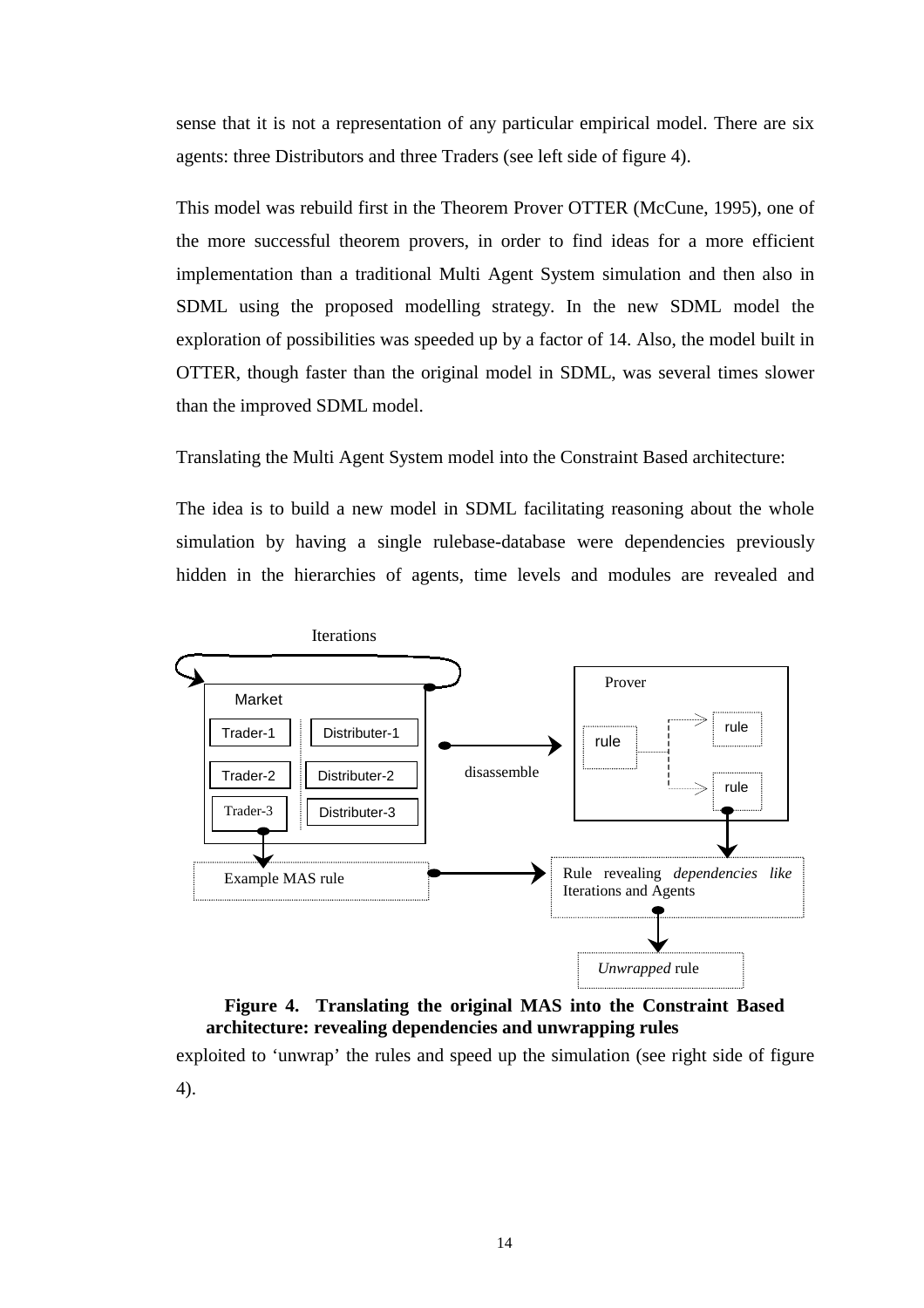sense that it is not a representation of any particular empirical model. There are six agents: three Distributors and three Traders (see left side of figure 4).

This model was rebuild first in the Theorem Prover OTTER (McCune, 1995), one of the more successful theorem provers, in order to find ideas for a more efficient implementation than a traditional Multi Agent System simulation and then also in SDML using the proposed modelling strategy. In the new SDML model the exploration of possibilities was speeded up by a factor of 14. Also, the model built in OTTER, though faster than the original model in SDML, was several times slower than the improved SDML model.

Translating the Multi Agent System model into the Constraint Based architecture:

The idea is to build a new model in SDML facilitating reasoning about the whole simulation by having a single rulebase-database were dependencies previously hidden in the hierarchies of agents, time levels and modules are revealed and

Iterations

Market

Trader-1 | Distributer-1
Trader-2 | Distributer-2
Trader-3 | Distributer-3

disassemble

Prover

rule → rule, rule

Example MAS rule

Rule revealing *dependencies like* Iterations and Agents

*Unwrapped* rule

**Figure 4. Translating the original MAS into the Constraint Based architecture: revealing dependencies and unwrapping rules**

exploited to 'unwrap' the rules and speed up the simulation (see right side of figure 4).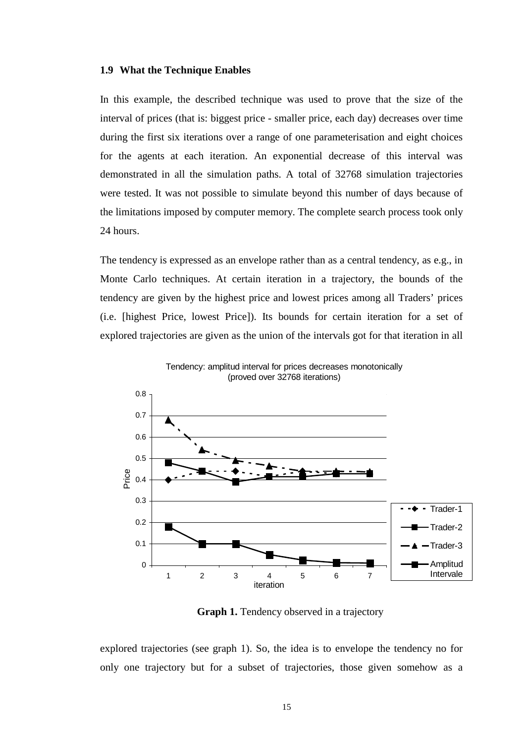### 1.9 What the Technique Enables

In this example, the described technique was used to prove that the size of the interval of prices (that is: biggest price - smaller price, each day) decreases over time during the first six iterations over a range of one parameterisation and eight choices for the agents at each iteration. An exponential decrease of this interval was demonstrated in all the simulation paths. A total of 32768 simulation trajectories were tested. It was not possible to simulate beyond this number of days because of the limitations imposed by computer memory. The complete search process took only 24 hours.

The tendency is expressed as an envelope rather than as a central tendency, as e.g., in Monte Carlo techniques. At certain iteration in a trajectory, the bounds of the tendency are given by the highest price and lowest prices among all Traders' prices (i.e. [highest Price, lowest Price]). Its bounds for certain iteration for a set of explored trajectories are given as the union of the intervals got for that iteration in all

Tendency: amplitud interval for prices decreases monotonically (proved over 32768 iterations)

**Graph 1.** Tendency observed in a trajectory

explored trajectories (see graph 1). So, the idea is to envelope the tendency no for only one trajectory but for a subset of trajectories, those given somehow as a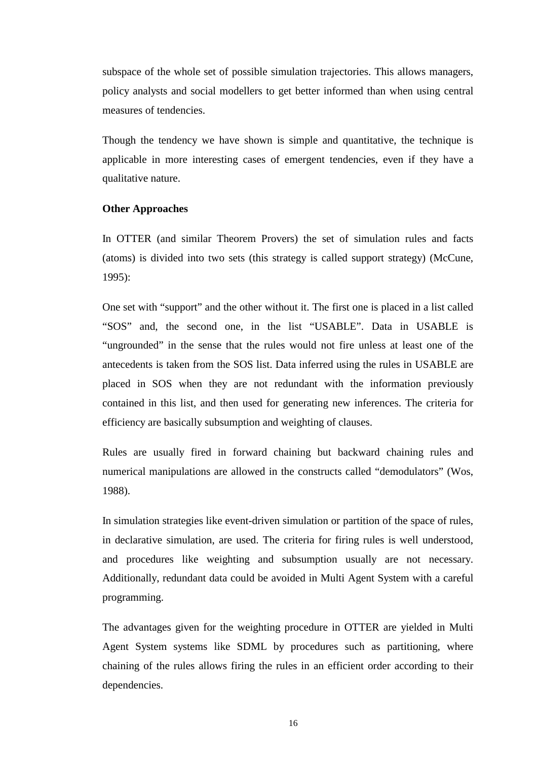subspace of the whole set of possible simulation trajectories. This allows managers, policy analysts and social modellers to get better informed than when using central measures of tendencies.

Though the tendency we have shown is simple and quantitative, the technique is applicable in more interesting cases of emergent tendencies, even if they have a qualitative nature.

**Other Approaches**

In OTTER (and similar Theorem Provers) the set of simulation rules and facts (atoms) is divided into two sets (this strategy is called support strategy) (McCune, 1995):

One set with "support" and the other without it. The first one is placed in a list called "SOS" and, the second one, in the list "USABLE". Data in USABLE is "ungrounded" in the sense that the rules would not fire unless at least one of the antecedents is taken from the SOS list. Data inferred using the rules in USABLE are placed in SOS when they are not redundant with the information previously contained in this list, and then used for generating new inferences. The criteria for efficiency are basically subsumption and weighting of clauses.

Rules are usually fired in forward chaining but backward chaining rules and numerical manipulations are allowed in the constructs called "demodulators" (Wos, 1988).

In simulation strategies like event-driven simulation or partition of the space of rules, in declarative simulation, are used. The criteria for firing rules is well understood, and procedures like weighting and subsumption usually are not necessary. Additionally, redundant data could be avoided in Multi Agent System with a careful programming.

The advantages given for the weighting procedure in OTTER are yielded in Multi Agent System systems like SDML by procedures such as partitioning, where chaining of the rules allows firing the rules in an efficient order according to their dependencies.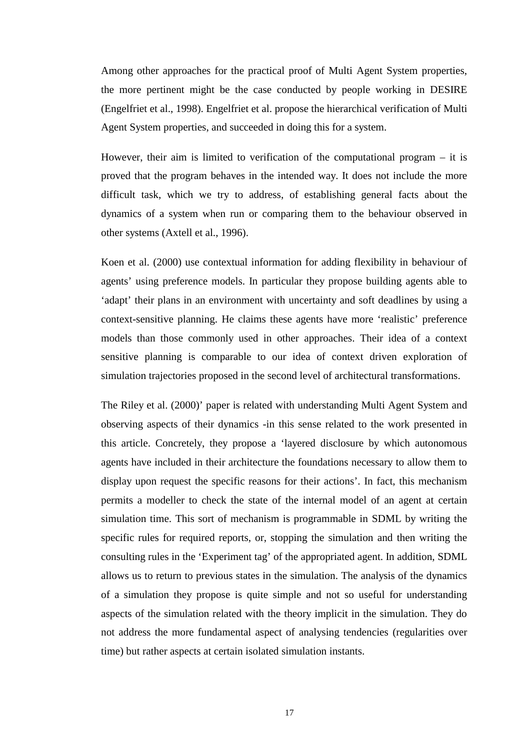Among other approaches for the practical proof of Multi Agent System properties, the more pertinent might be the case conducted by people working in DESIRE (Engelfriet et al., 1998). Engelfriet et al. propose the hierarchical verification of Multi Agent System properties, and succeeded in doing this for a system.

However, their aim is limited to verification of the computational program – it is proved that the program behaves in the intended way. It does not include the more difficult task, which we try to address, of establishing general facts about the dynamics of a system when run or comparing them to the behaviour observed in other systems (Axtell et al., 1996).

Koen et al. (2000) use contextual information for adding flexibility in behaviour of agents' using preference models. In particular they propose building agents able to 'adapt' their plans in an environment with uncertainty and soft deadlines by using a context-sensitive planning. He claims these agents have more 'realistic' preference models than those commonly used in other approaches. Their idea of a context sensitive planning is comparable to our idea of context driven exploration of simulation trajectories proposed in the second level of architectural transformations.

The Riley et al. (2000)' paper is related with understanding Multi Agent System and observing aspects of their dynamics -in this sense related to the work presented in this article. Concretely, they propose a 'layered disclosure by which autonomous agents have included in their architecture the foundations necessary to allow them to display upon request the specific reasons for their actions'. In fact, this mechanism permits a modeller to check the state of the internal model of an agent at certain simulation time. This sort of mechanism is programmable in SDML by writing the specific rules for required reports, or, stopping the simulation and then writing the consulting rules in the 'Experiment tag' of the appropriated agent. In addition, SDML allows us to return to previous states in the simulation. The analysis of the dynamics of a simulation they propose is quite simple and not so useful for understanding aspects of the simulation related with the theory implicit in the simulation. They do not address the more fundamental aspect of analysing tendencies (regularities over time) but rather aspects at certain isolated simulation instants.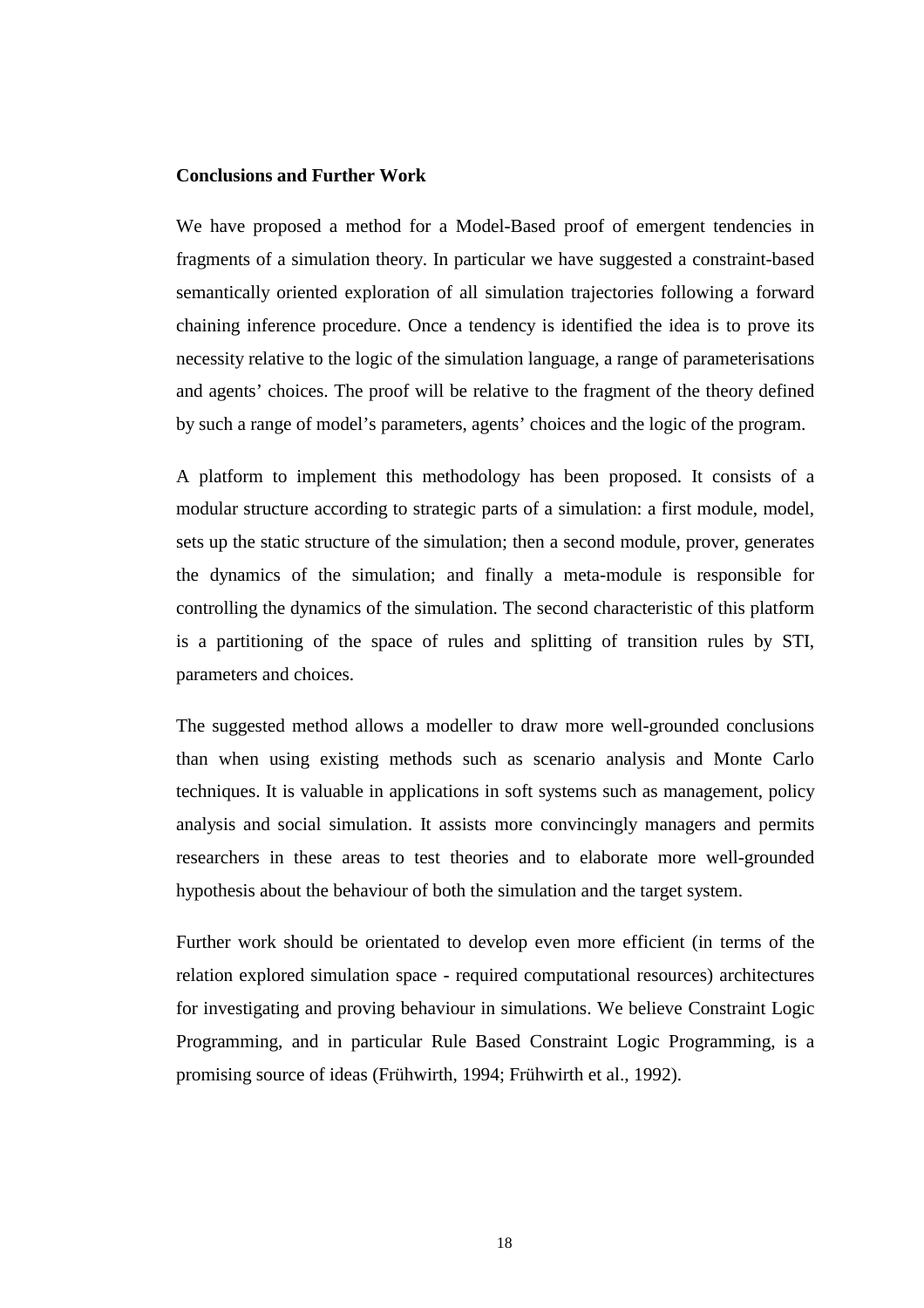**Conclusions and Further Work**

We have proposed a method for a Model-Based proof of emergent tendencies in fragments of a simulation theory. In particular we have suggested a constraint-based semantically oriented exploration of all simulation trajectories following a forward chaining inference procedure. Once a tendency is identified the idea is to prove its necessity relative to the logic of the simulation language, a range of parameterisations and agents' choices. The proof will be relative to the fragment of the theory defined by such a range of model's parameters, agents' choices and the logic of the program.

A platform to implement this methodology has been proposed. It consists of a modular structure according to strategic parts of a simulation: a first module, model, sets up the static structure of the simulation; then a second module, prover, generates the dynamics of the simulation; and finally a meta-module is responsible for controlling the dynamics of the simulation. The second characteristic of this platform is a partitioning of the space of rules and splitting of transition rules by STI, parameters and choices.

The suggested method allows a modeller to draw more well-grounded conclusions than when using existing methods such as scenario analysis and Monte Carlo techniques. It is valuable in applications in soft systems such as management, policy analysis and social simulation. It assists more convincingly managers and permits researchers in these areas to test theories and to elaborate more well-grounded hypothesis about the behaviour of both the simulation and the target system.

Further work should be orientated to develop even more efficient (in terms of the relation explored simulation space - required computational resources) architectures for investigating and proving behaviour in simulations. We believe Constraint Logic Programming, and in particular Rule Based Constraint Logic Programming, is a promising source of ideas (Frühwirth, 1994; Frühwirth et al., 1992).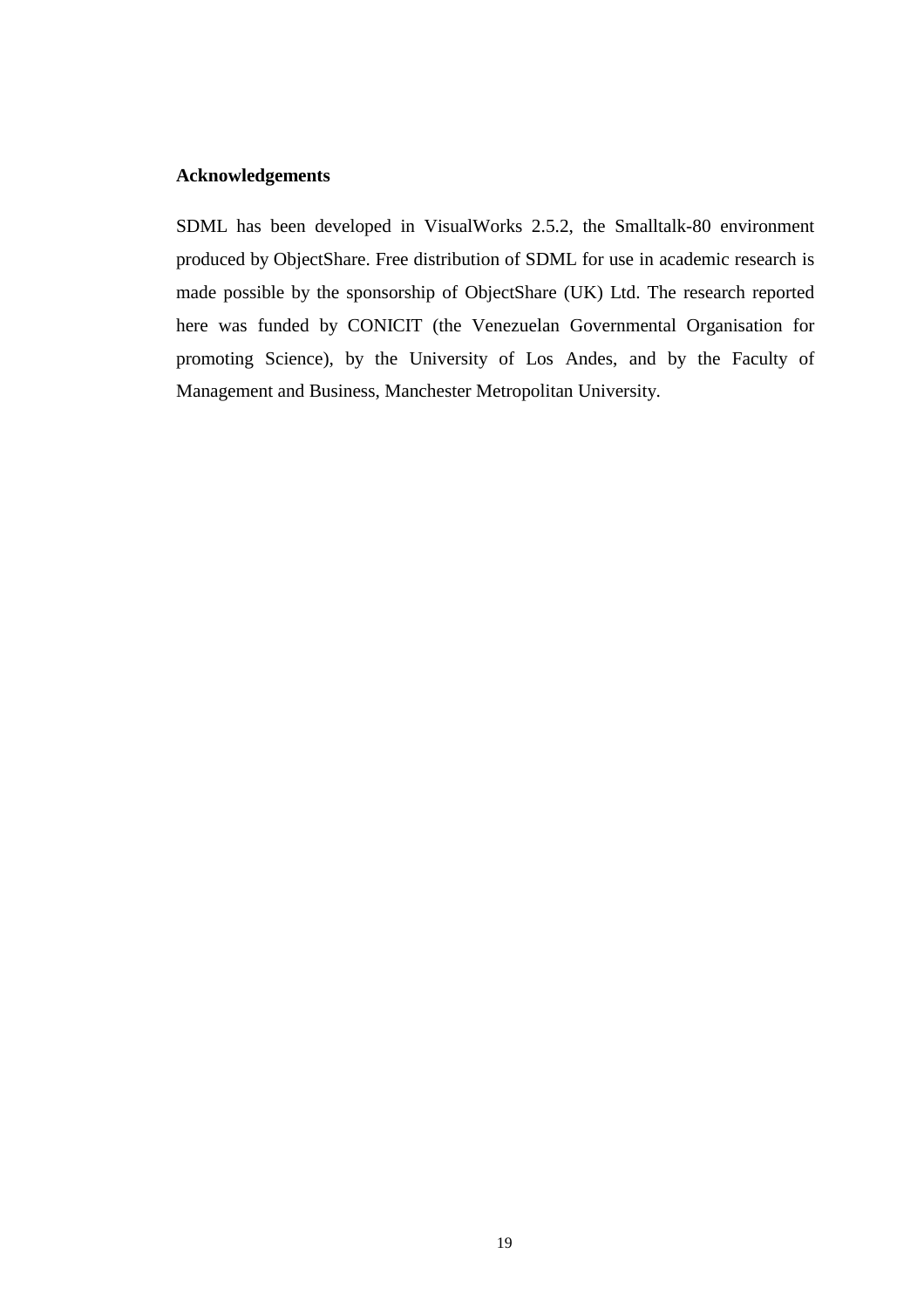**Acknowledgements**

SDML has been developed in VisualWorks 2.5.2, the Smalltalk-80 environment produced by ObjectShare. Free distribution of SDML for use in academic research is made possible by the sponsorship of ObjectShare (UK) Ltd. The research reported here was funded by CONICIT (the Venezuelan Governmental Organisation for promoting Science), by the University of Los Andes, and by the Faculty of Management and Business, Manchester Metropolitan University.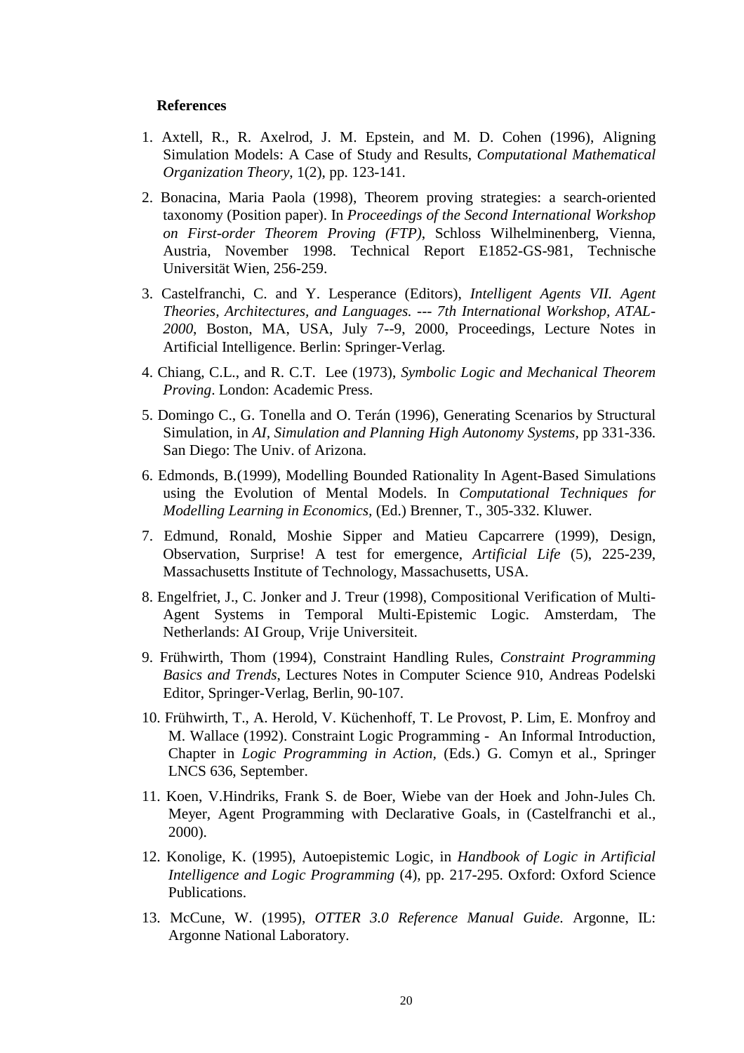**References**

1. Axtell, R., R. Axelrod, J. M. Epstein, and M. D. Cohen (1996), Aligning Simulation Models: A Case of Study and Results, *Computational Mathematical Organization Theory*, 1(2), pp. 123-141.
2. Bonacina, Maria Paola (1998), Theorem proving strategies: a search-oriented taxonomy (Position paper). In *Proceedings of the Second International Workshop on First-order Theorem Proving (FTP)*, Schloss Wilhelminenberg, Vienna, Austria, November 1998. Technical Report E1852-GS-981, Technische Universität Wien, 256-259.
3. Castelfranchi, C. and Y. Lesperance (Editors), *Intelligent Agents VII. Agent Theories, Architectures, and Languages. --- 7th International Workshop, ATAL-2000*, Boston, MA, USA, July 7--9, 2000, Proceedings, Lecture Notes in Artificial Intelligence. Berlin: Springer-Verlag.
4. Chiang, C.L., and R. C.T. Lee (1973), *Symbolic Logic and Mechanical Theorem Proving*. London: Academic Press.
5. Domingo C., G. Tonella and O. Terán (1996), Generating Scenarios by Structural Simulation, in *AI, Simulation and Planning High Autonomy Systems*, pp 331-336. San Diego: The Univ. of Arizona.
6. Edmonds, B.(1999), Modelling Bounded Rationality In Agent-Based Simulations using the Evolution of Mental Models. In *Computational Techniques for Modelling Learning in Economics*, (Ed.) Brenner, T., 305-332. Kluwer.
7. Edmund, Ronald, Moshie Sipper and Matieu Capcarrere (1999), Design, Observation, Surprise! A test for emergence, *Artificial Life* (5), 225-239, Massachusetts Institute of Technology, Massachusetts, USA.
8. Engelfriet, J., C. Jonker and J. Treur (1998), Compositional Verification of Multi-Agent Systems in Temporal Multi-Epistemic Logic. Amsterdam, The Netherlands: AI Group, Vrije Universiteit.
9. Frühwirth, Thom (1994), Constraint Handling Rules, *Constraint Programming Basics and Trends*, Lectures Notes in Computer Science 910, Andreas Podelski Editor, Springer-Verlag, Berlin, 90-107.
10. Frühwirth, T., A. Herold, V. Küchenhoff, T. Le Provost, P. Lim, E. Monfroy and M. Wallace (1992). Constraint Logic Programming - An Informal Introduction, Chapter in *Logic Programming in Action*, (Eds.) G. Comyn et al., Springer LNCS 636, September.
11. Koen, V.Hindriks, Frank S. de Boer, Wiebe van der Hoek and John-Jules Ch. Meyer, Agent Programming with Declarative Goals, in (Castelfranchi et al., 2000).
12. Konolige, K. (1995), Autoepistemic Logic, in *Handbook of Logic in Artificial Intelligence and Logic Programming* (4), pp. 217-295. Oxford: Oxford Science Publications.
13. McCune, W. (1995), *OTTER 3.0 Reference Manual Guide*. Argonne, IL: Argonne National Laboratory.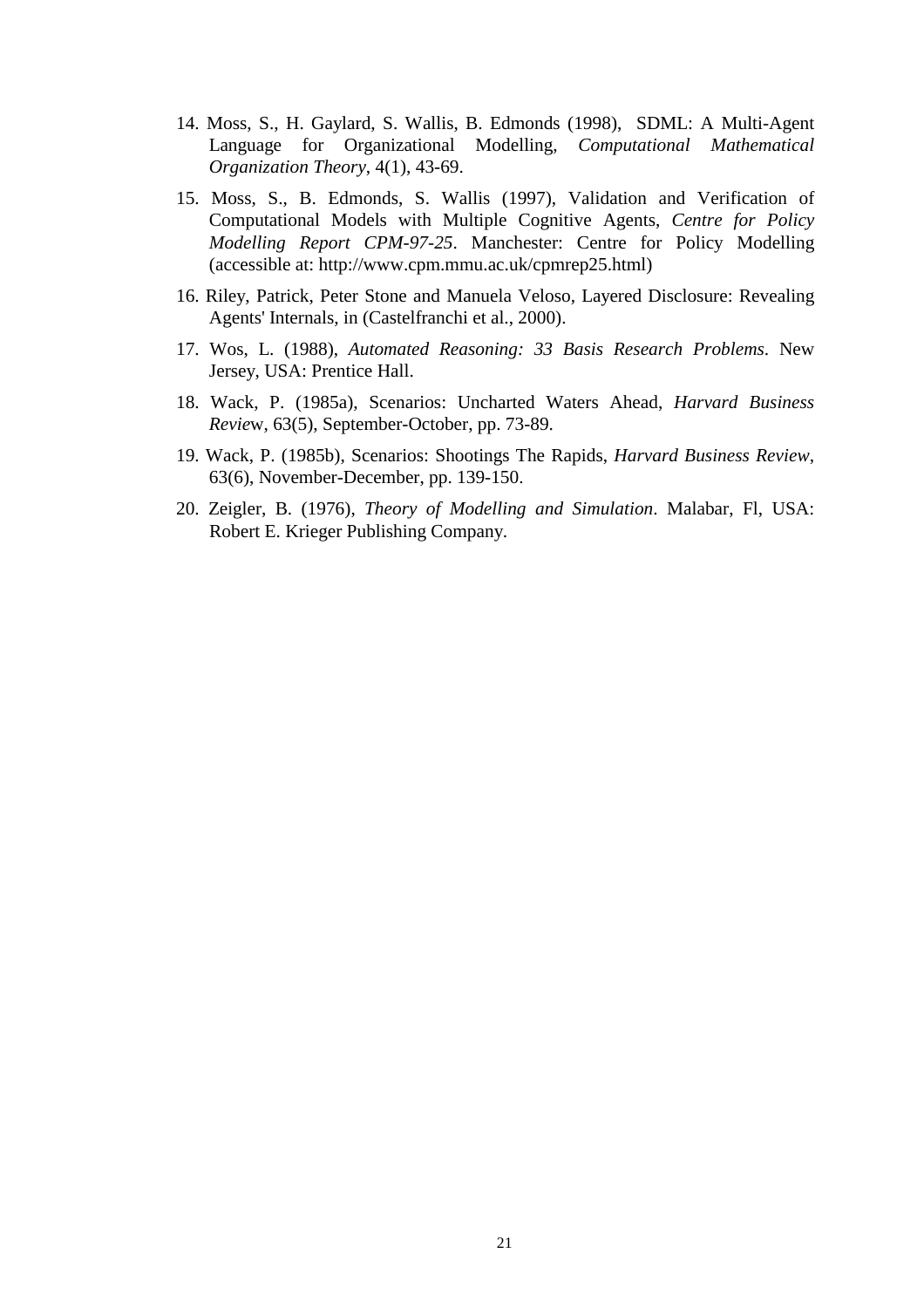14. Moss, S., H. Gaylard, S. Wallis, B. Edmonds (1998), SDML: A Multi-Agent Language for Organizational Modelling, *Computational Mathematical Organization Theory*, 4(1), 43-69.

15. Moss, S., B. Edmonds, S. Wallis (1997), Validation and Verification of Computational Models with Multiple Cognitive Agents, *Centre for Policy Modelling Report CPM-97-25*. Manchester: Centre for Policy Modelling (accessible at: http://www.cpm.mmu.ac.uk/cpmrep25.html)

16. Riley, Patrick, Peter Stone and Manuela Veloso, Layered Disclosure: Revealing Agents' Internals, in (Castelfranchi et al., 2000).

17. Wos, L. (1988), *Automated Reasoning: 33 Basis Research Problems*. New Jersey, USA: Prentice Hall.

18. Wack, P. (1985a), Scenarios: Uncharted Waters Ahead, *Harvard Business Revie*w, 63(5), September-October, pp. 73-89.

19. Wack, P. (1985b), Scenarios: Shootings The Rapids, *Harvard Business Review*, 63(6), November-December, pp. 139-150.

20. Zeigler, B. (1976), *Theory of Modelling and Simulation*. Malabar, Fl, USA: Robert E. Krieger Publishing Company.